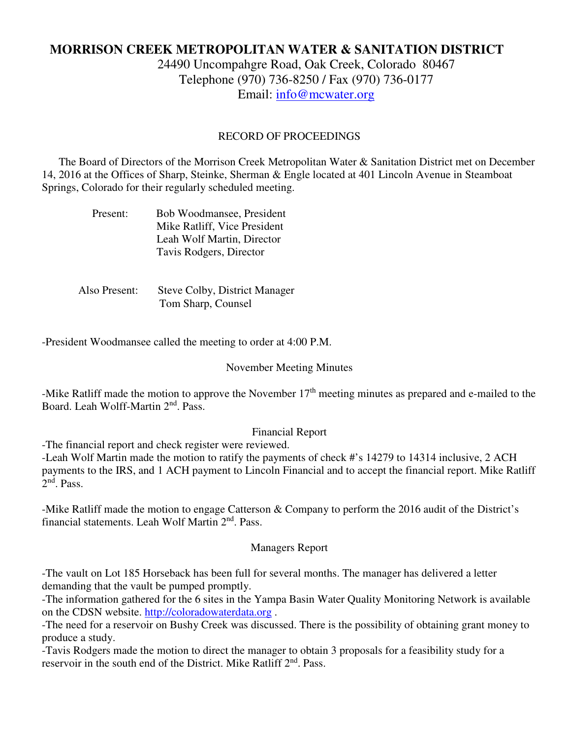# MORRISON CREEK METROPOLITAN WATER & SANITATION DISTRICT

24490 Uncompahgre Road, Oak Creek, Colorado 80467
Telephone (970) 736-8250 / Fax (970) 736-0177
Email: info@mcwater.org

## RECORD OF PROCEEDINGS

The Board of Directors of the Morrison Creek Metropolitan Water & Sanitation District met on December 14, 2016 at the Offices of Sharp, Steinke, Sherman & Engle located at 401 Lincoln Avenue in Steamboat Springs, Colorado for their regularly scheduled meeting.

Present: Bob Woodmansee, President
Mike Ratliff, Vice President
Leah Wolf Martin, Director
Tavis Rodgers, Director

Also Present: Steve Colby, District Manager
Tom Sharp, Counsel

-President Woodmansee called the meeting to order at 4:00 P.M.

### November Meeting Minutes

-Mike Ratliff made the motion to approve the November 17th meeting minutes as prepared and e-mailed to the Board. Leah Wolff-Martin 2nd. Pass.

### Financial Report

-The financial report and check register were reviewed.
-Leah Wolf Martin made the motion to ratify the payments of check #'s 14279 to 14314 inclusive, 2 ACH payments to the IRS, and 1 ACH payment to Lincoln Financial and to accept the financial report. Mike Ratliff 2nd. Pass.

-Mike Ratliff made the motion to engage Catterson & Company to perform the 2016 audit of the District's financial statements. Leah Wolf Martin 2nd. Pass.

### Managers Report

-The vault on Lot 185 Horseback has been full for several months. The manager has delivered a letter demanding that the vault be pumped promptly.
-The information gathered for the 6 sites in the Yampa Basin Water Quality Monitoring Network is available on the CDSN website. http://coloradowaterdata.org .
-The need for a reservoir on Bushy Creek was discussed. There is the possibility of obtaining grant money to produce a study.
-Tavis Rodgers made the motion to direct the manager to obtain 3 proposals for a feasibility study for a reservoir in the south end of the District. Mike Ratliff 2nd. Pass.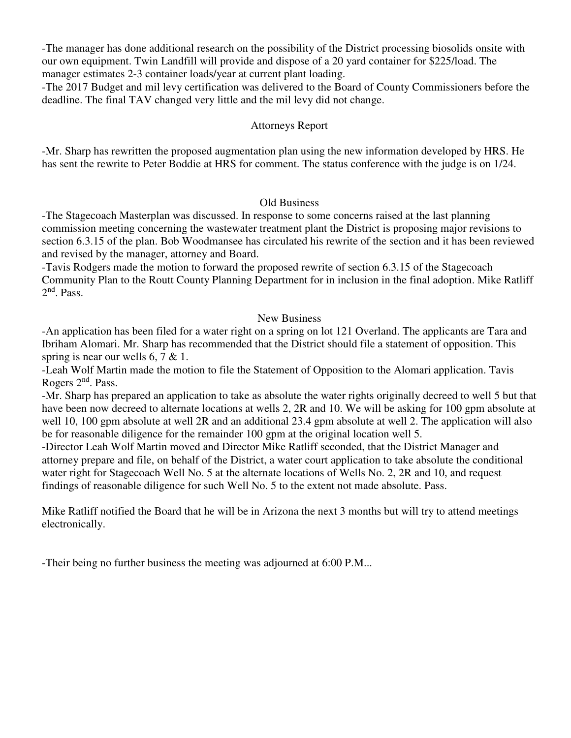-The manager has done additional research on the possibility of the District processing biosolids onsite with our own equipment. Twin Landfill will provide and dispose of a 20 yard container for $225/load. The manager estimates 2-3 container loads/year at current plant loading.

-The 2017 Budget and mil levy certification was delivered to the Board of County Commissioners before the deadline. The final TAV changed very little and the mil levy did not change.

## Attorneys Report

-Mr. Sharp has rewritten the proposed augmentation plan using the new information developed by HRS. He has sent the rewrite to Peter Boddie at HRS for comment. The status conference with the judge is on 1/24.

## Old Business

-The Stagecoach Masterplan was discussed. In response to some concerns raised at the last planning commission meeting concerning the wastewater treatment plant the District is proposing major revisions to section 6.3.15 of the plan. Bob Woodmansee has circulated his rewrite of the section and it has been reviewed and revised by the manager, attorney and Board.

-Tavis Rodgers made the motion to forward the proposed rewrite of section 6.3.15 of the Stagecoach Community Plan to the Routt County Planning Department for in inclusion in the final adoption. Mike Ratliff 2nd. Pass.

## New Business

-An application has been filed for a water right on a spring on lot 121 Overland. The applicants are Tara and Ibriham Alomari. Mr. Sharp has recommended that the District should file a statement of opposition. This spring is near our wells 6, 7 & 1.

-Leah Wolf Martin made the motion to file the Statement of Opposition to the Alomari application. Tavis Rogers 2nd. Pass.

-Mr. Sharp has prepared an application to take as absolute the water rights originally decreed to well 5 but that have been now decreed to alternate locations at wells 2, 2R and 10. We will be asking for 100 gpm absolute at well 10, 100 gpm absolute at well 2R and an additional 23.4 gpm absolute at well 2. The application will also be for reasonable diligence for the remainder 100 gpm at the original location well 5.

-Director Leah Wolf Martin moved and Director Mike Ratliff seconded, that the District Manager and attorney prepare and file, on behalf of the District, a water court application to take absolute the conditional water right for Stagecoach Well No. 5 at the alternate locations of Wells No. 2, 2R and 10, and request findings of reasonable diligence for such Well No. 5 to the extent not made absolute. Pass.

Mike Ratliff notified the Board that he will be in Arizona the next 3 months but will try to attend meetings electronically.

-Their being no further business the meeting was adjourned at 6:00 P.M...